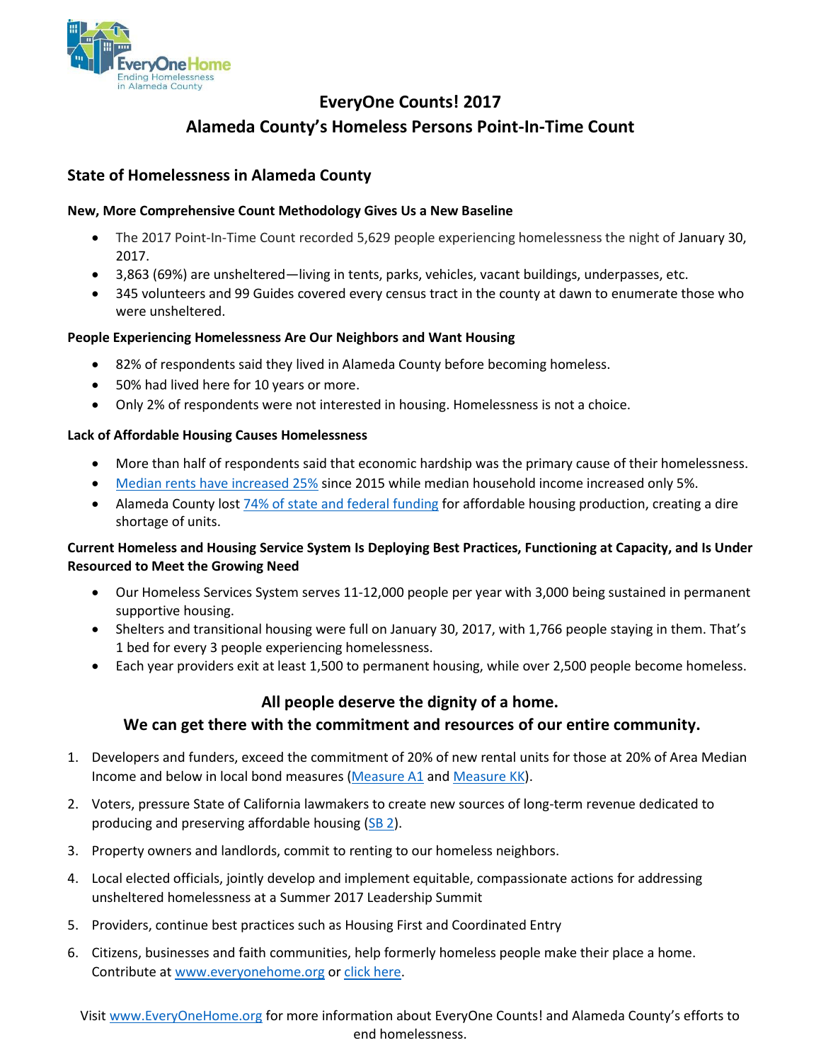# EveryOne Counts! 2017
# Alameda County's Homeless Persons Point-In-Time Count

## State of Homelessness in Alameda County

**New, More Comprehensive Count Methodology Gives Us a New Baseline**

- The 2017 Point-In-Time Count recorded 5,629 people experiencing homelessness the night of January 30, 2017.
- 3,863 (69%) are unsheltered—living in tents, parks, vehicles, vacant buildings, underpasses, etc.
- 345 volunteers and 99 Guides covered every census tract in the county at dawn to enumerate those who were unsheltered.

**People Experiencing Homelessness Are Our Neighbors and Want Housing**

- 82% of respondents said they lived in Alameda County before becoming homeless.
- 50% had lived here for 10 years or more.
- Only 2% of respondents were not interested in housing. Homelessness is not a choice.

**Lack of Affordable Housing Causes Homelessness**

- More than half of respondents said that economic hardship was the primary cause of their homelessness.
- Median rents have increased 25% since 2015 while median household income increased only 5%.
- Alameda County lost 74% of state and federal funding for affordable housing production, creating a dire shortage of units.

**Current Homeless and Housing Service System Is Deploying Best Practices, Functioning at Capacity, and Is Under Resourced to Meet the Growing Need**

- Our Homeless Services System serves 11-12,000 people per year with 3,000 being sustained in permanent supportive housing.
- Shelters and transitional housing were full on January 30, 2017, with 1,766 people staying in them. That's 1 bed for every 3 people experiencing homelessness.
- Each year providers exit at least 1,500 to permanent housing, while over 2,500 people become homeless.

### All people deserve the dignity of a home.
### We can get there with the commitment and resources of our entire community.

1. Developers and funders, exceed the commitment of 20% of new rental units for those at 20% of Area Median Income and below in local bond measures (Measure A1 and Measure KK).
2. Voters, pressure State of California lawmakers to create new sources of long-term revenue dedicated to producing and preserving affordable housing (SB 2).
3. Property owners and landlords, commit to renting to our homeless neighbors.
4. Local elected officials, jointly develop and implement equitable, compassionate actions for addressing unsheltered homelessness at a Summer 2017 Leadership Summit
5. Providers, continue best practices such as Housing First and Coordinated Entry
6. Citizens, businesses and faith communities, help formerly homeless people make their place a home. Contribute at www.everyonehome.org or click here.

Visit www.EveryOneHome.org for more information about EveryOne Counts! and Alameda County's efforts to end homelessness.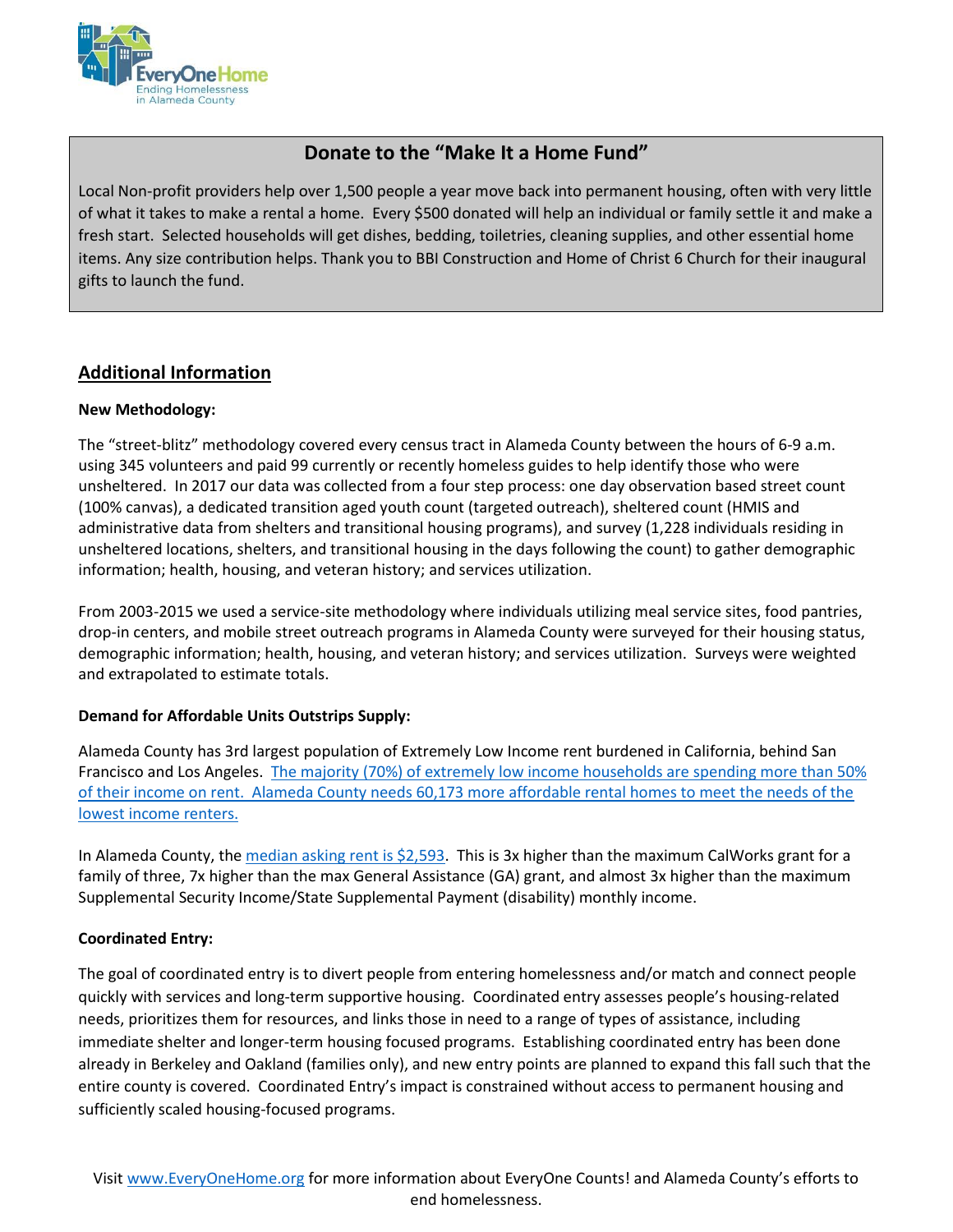## Donate to the "Make It a Home Fund"

Local Non-profit providers help over 1,500 people a year move back into permanent housing, often with very little of what it takes to make a rental a home. Every $500 donated will help an individual or family settle it and make a fresh start. Selected households will get dishes, bedding, toiletries, cleaning supplies, and other essential home items. Any size contribution helps. Thank you to BBI Construction and Home of Christ 6 Church for their inaugural gifts to launch the fund.

## Additional Information

**New Methodology:**

The "street-blitz" methodology covered every census tract in Alameda County between the hours of 6-9 a.m. using 345 volunteers and paid 99 currently or recently homeless guides to help identify those who were unsheltered. In 2017 our data was collected from a four step process: one day observation based street count (100% canvas), a dedicated transition aged youth count (targeted outreach), sheltered count (HMIS and administrative data from shelters and transitional housing programs), and survey (1,228 individuals residing in unsheltered locations, shelters, and transitional housing in the days following the count) to gather demographic information; health, housing, and veteran history; and services utilization.

From 2003-2015 we used a service-site methodology where individuals utilizing meal service sites, food pantries, drop-in centers, and mobile street outreach programs in Alameda County were surveyed for their housing status, demographic information; health, housing, and veteran history; and services utilization. Surveys were weighted and extrapolated to estimate totals.

**Demand for Affordable Units Outstrips Supply:**

Alameda County has 3rd largest population of Extremely Low Income rent burdened in California, behind San Francisco and Los Angeles. The majority (70%) of extremely low income households are spending more than 50% of their income on rent. Alameda County needs 60,173 more affordable rental homes to meet the needs of the lowest income renters.

In Alameda County, the median asking rent is $2,593. This is 3x higher than the maximum CalWorks grant for a family of three, 7x higher than the max General Assistance (GA) grant, and almost 3x higher than the maximum Supplemental Security Income/State Supplemental Payment (disability) monthly income.

**Coordinated Entry:**

The goal of coordinated entry is to divert people from entering homelessness and/or match and connect people quickly with services and long-term supportive housing. Coordinated entry assesses people's housing-related needs, prioritizes them for resources, and links those in need to a range of types of assistance, including immediate shelter and longer-term housing focused programs. Establishing coordinated entry has been done already in Berkeley and Oakland (families only), and new entry points are planned to expand this fall such that the entire county is covered. Coordinated Entry's impact is constrained without access to permanent housing and sufficiently scaled housing-focused programs.

Visit www.EveryOneHome.org for more information about EveryOne Counts! and Alameda County's efforts to end homelessness.